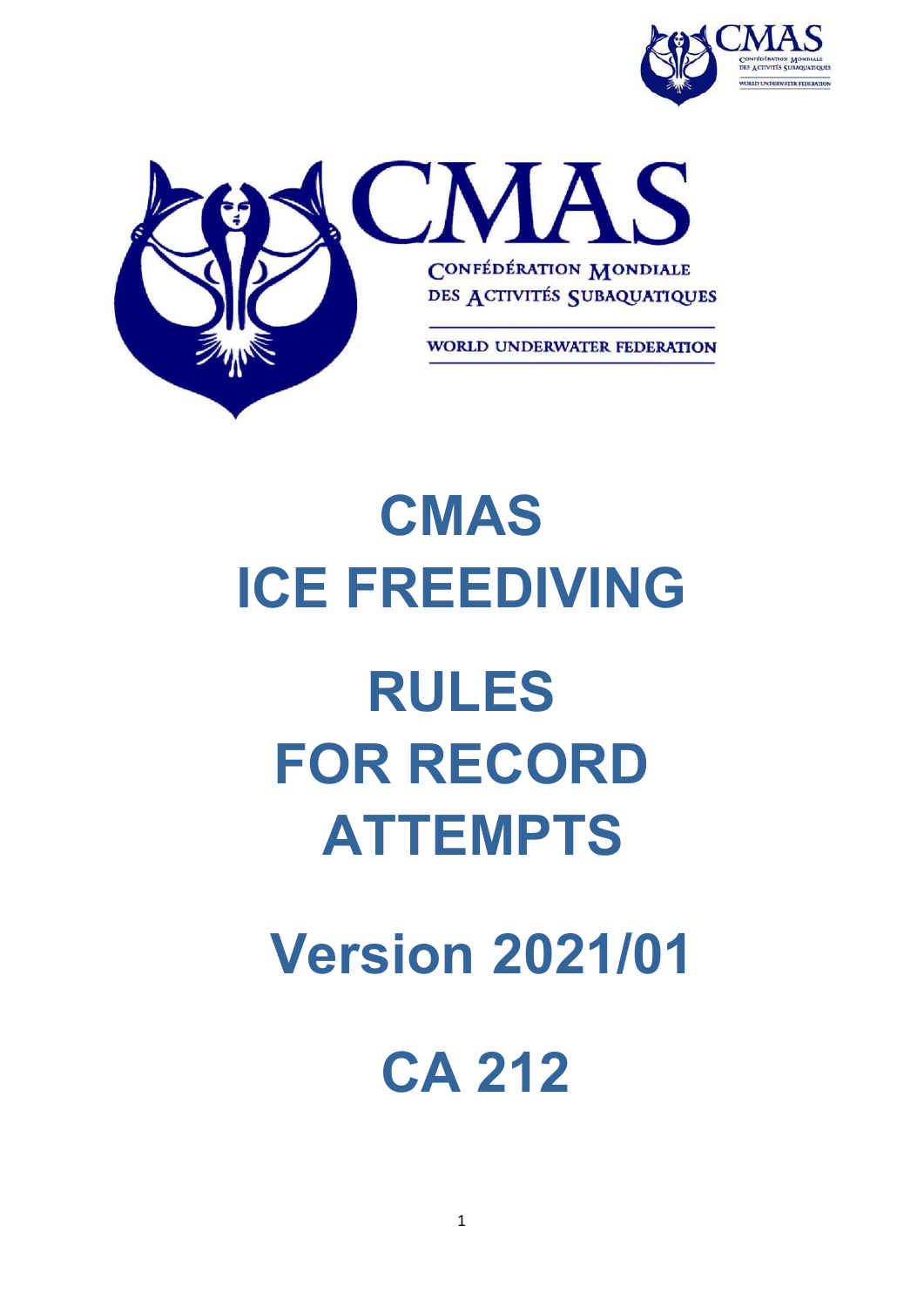CONFÉDÉRATION MONDIALE DES ACTIVITÉS SUBAQUATIQUES

WORLD UNDERWATER FEDERATION

# CMAS ICE FREEDIVING

# RULES FOR RECORD ATTEMPTS

## Version 2021/01

## CA 212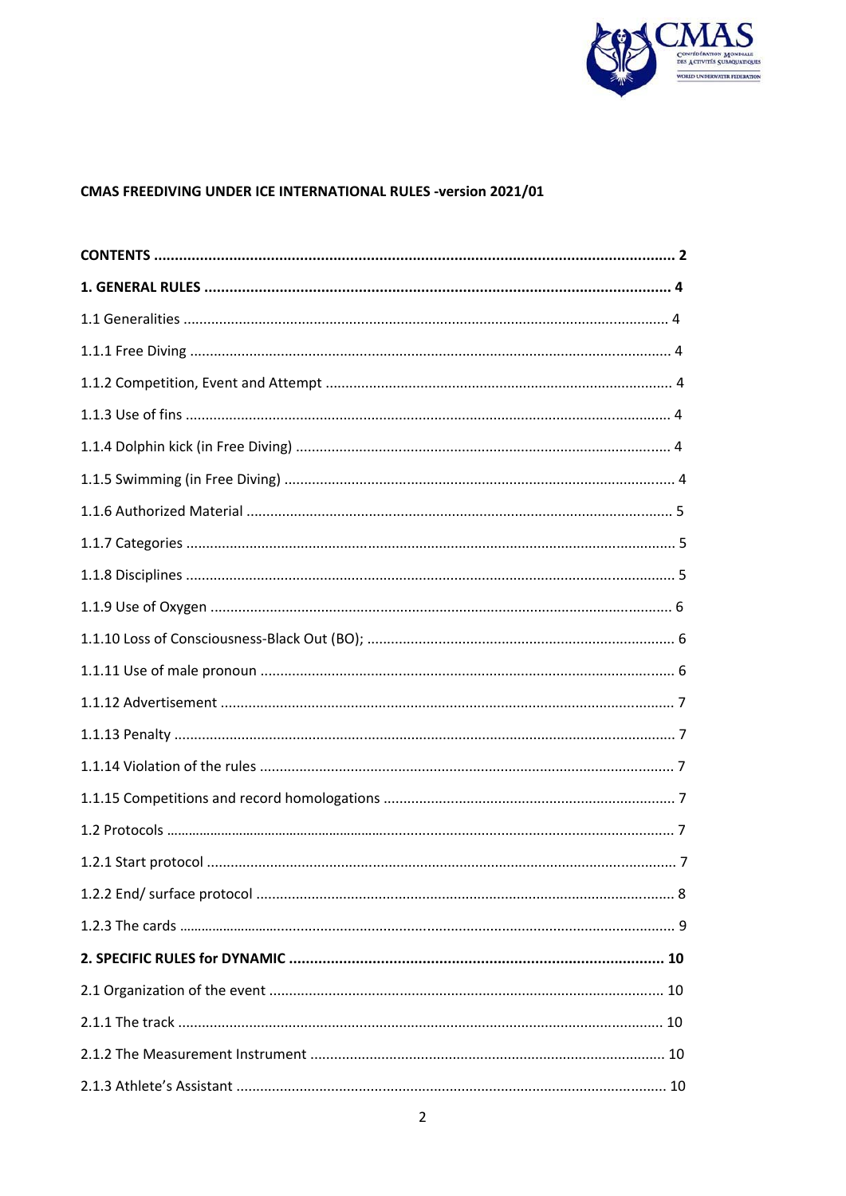**CMAS FREEDIVING UNDER ICE INTERNATIONAL RULES -version 2021/01**

| | |
|---|---|
| **CONTENTS** | **2** |
| **1. GENERAL RULES** | **4** |
| 1.1 Generalities | 4 |
| 1.1.1 Free Diving | 4 |
| 1.1.2 Competition, Event and Attempt | 4 |
| 1.1.3 Use of fins | 4 |
| 1.1.4 Dolphin kick (in Free Diving) | 4 |
| 1.1.5 Swimming (in Free Diving) | 4 |
| 1.1.6 Authorized Material | 5 |
| 1.1.7 Categories | 5 |
| 1.1.8 Disciplines | 5 |
| 1.1.9 Use of Oxygen | 6 |
| 1.1.10 Loss of Consciousness-Black Out (BO); | 6 |
| 1.1.11 Use of male pronoun | 6 |
| 1.1.12 Advertisement | 7 |
| 1.1.13 Penalty | 7 |
| 1.1.14 Violation of the rules | 7 |
| 1.1.15 Competitions and record homologations | 7 |
| 1.2 Protocols | 7 |
| 1.2.1 Start protocol | 7 |
| 1.2.2 End/ surface protocol | 8 |
| 1.2.3 The cards | 9 |
| **2. SPECIFIC RULES for DYNAMIC** | **10** |
| 2.1 Organization of the event | 10 |
| 2.1.1 The track | 10 |
| 2.1.2 The Measurement Instrument | 10 |
| 2.1.3 Athlete's Assistant | 10 |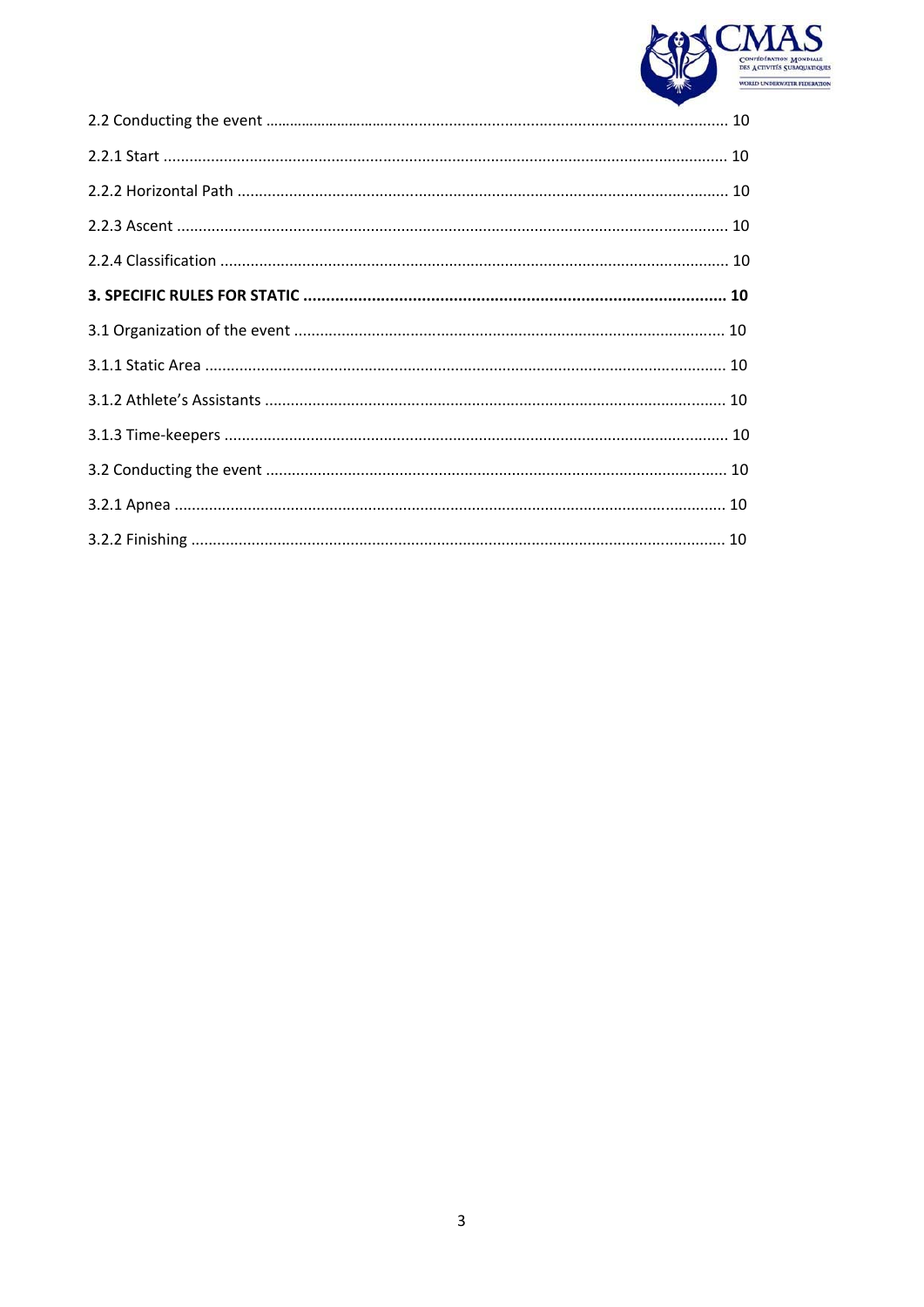2.2 Conducting the event ........................................................................................................ 10

2.2.1 Start ................................................................................................................................ 10

2.2.2 Horizontal Path ............................................................................................................... 10

2.2.3 Ascent ............................................................................................................................. 10

2.2.4 Classification ................................................................................................................... 10

**3. SPECIFIC RULES FOR STATIC ........................................................................................... 10**

3.1 Organization of the event ................................................................................................. 10

3.1.1 Static Area ...................................................................................................................... 10

3.1.2 Athlete's Assistants ........................................................................................................ 10

3.1.3 Time-keepers .................................................................................................................. 10

3.2 Conducting the event ......................................................................................................... 10

3.2.1 Apnea .............................................................................................................................. 10

3.2.2 Finishing .......................................................................................................................... 10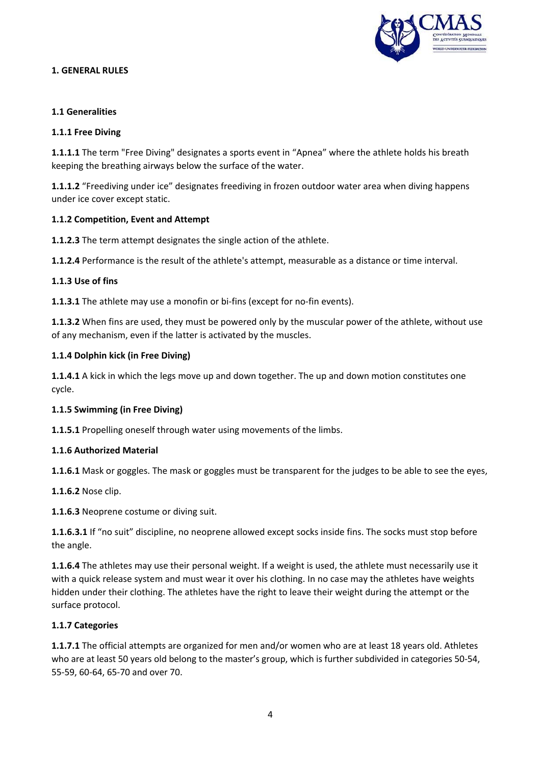# 1. GENERAL RULES

## 1.1 Generalities

### 1.1.1 Free Diving

**1.1.1.1** The term "Free Diving" designates a sports event in "Apnea" where the athlete holds his breath keeping the breathing airways below the surface of the water.

**1.1.1.2** "Freediving under ice" designates freediving in frozen outdoor water area when diving happens under ice cover except static.

### 1.1.2 Competition, Event and Attempt

**1.1.2.3** The term attempt designates the single action of the athlete.

**1.1.2.4** Performance is the result of the athlete's attempt, measurable as a distance or time interval.

### 1.1.3 Use of fins

**1.1.3.1** The athlete may use a monofin or bi-fins (except for no-fin events).

**1.1.3.2** When fins are used, they must be powered only by the muscular power of the athlete, without use of any mechanism, even if the latter is activated by the muscles.

### 1.1.4 Dolphin kick (in Free Diving)

**1.1.4.1** A kick in which the legs move up and down together. The up and down motion constitutes one cycle.

### 1.1.5 Swimming (in Free Diving)

**1.1.5.1** Propelling oneself through water using movements of the limbs.

### 1.1.6 Authorized Material

**1.1.6.1** Mask or goggles. The mask or goggles must be transparent for the judges to be able to see the eyes,

**1.1.6.2** Nose clip.

**1.1.6.3** Neoprene costume or diving suit.

**1.1.6.3.1** If "no suit" discipline, no neoprene allowed except socks inside fins. The socks must stop before the angle.

**1.1.6.4** The athletes may use their personal weight. If a weight is used, the athlete must necessarily use it with a quick release system and must wear it over his clothing. In no case may the athletes have weights hidden under their clothing. The athletes have the right to leave their weight during the attempt or the surface protocol.

### 1.1.7 Categories

**1.1.7.1** The official attempts are organized for men and/or women who are at least 18 years old. Athletes who are at least 50 years old belong to the master's group, which is further subdivided in categories 50-54, 55-59, 60-64, 65-70 and over 70.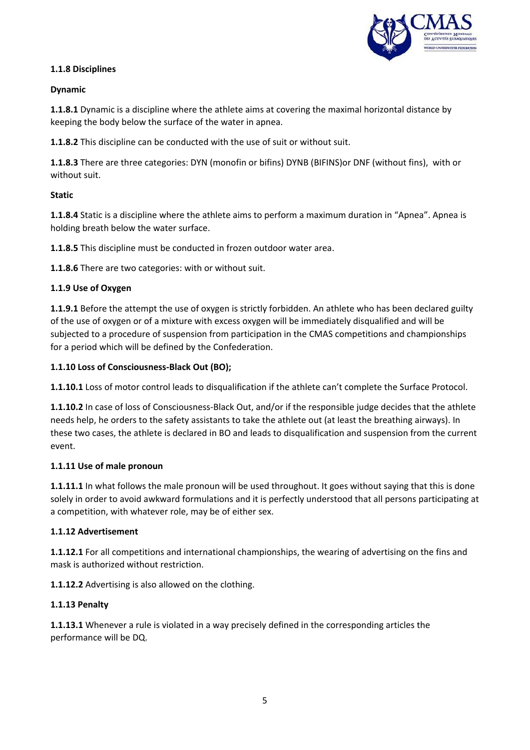**1.1.8 Disciplines**

**Dynamic**

**1.1.8.1** Dynamic is a discipline where the athlete aims at covering the maximal horizontal distance by keeping the body below the surface of the water in apnea.

**1.1.8.2** This discipline can be conducted with the use of suit or without suit.

**1.1.8.3** There are three categories: DYN (monofin or bifins) DYNB (BIFINS)or DNF (without fins), with or without suit.

**Static**

**1.1.8.4** Static is a discipline where the athlete aims to perform a maximum duration in "Apnea". Apnea is holding breath below the water surface.

**1.1.8.5** This discipline must be conducted in frozen outdoor water area.

**1.1.8.6** There are two categories: with or without suit.

**1.1.9 Use of Oxygen**

**1.1.9.1** Before the attempt the use of oxygen is strictly forbidden. An athlete who has been declared guilty of the use of oxygen or of a mixture with excess oxygen will be immediately disqualified and will be subjected to a procedure of suspension from participation in the CMAS competitions and championships for a period which will be defined by the Confederation.

**1.1.10 Loss of Consciousness-Black Out (BO);**

**1.1.10.1** Loss of motor control leads to disqualification if the athlete can't complete the Surface Protocol.

**1.1.10.2** In case of loss of Consciousness-Black Out, and/or if the responsible judge decides that the athlete needs help, he orders to the safety assistants to take the athlete out (at least the breathing airways). In these two cases, the athlete is declared in BO and leads to disqualification and suspension from the current event.

**1.1.11 Use of male pronoun**

**1.1.11.1** In what follows the male pronoun will be used throughout. It goes without saying that this is done solely in order to avoid awkward formulations and it is perfectly understood that all persons participating at a competition, with whatever role, may be of either sex.

**1.1.12 Advertisement**

**1.1.12.1** For all competitions and international championships, the wearing of advertising on the fins and mask is authorized without restriction.

**1.1.12.2** Advertising is also allowed on the clothing.

**1.1.13 Penalty**

**1.1.13.1** Whenever a rule is violated in a way precisely defined in the corresponding articles the performance will be DQ.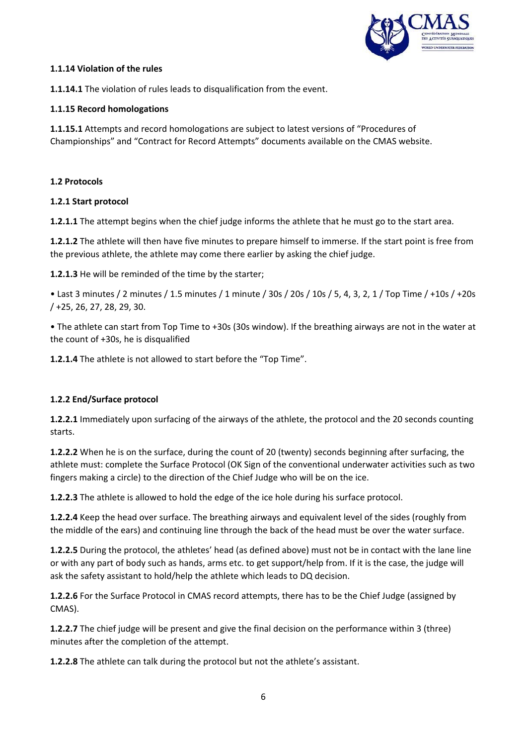#### 1.1.14 Violation of the rules

**1.1.14.1** The violation of rules leads to disqualification from the event.

#### 1.1.15 Record homologations

**1.1.15.1** Attempts and record homologations are subject to latest versions of "Procedures of Championships" and "Contract for Record Attempts" documents available on the CMAS website.

### 1.2 Protocols

#### 1.2.1 Start protocol

**1.2.1.1** The attempt begins when the chief judge informs the athlete that he must go to the start area.

**1.2.1.2** The athlete will then have five minutes to prepare himself to immerse. If the start point is free from the previous athlete, the athlete may come there earlier by asking the chief judge.

**1.2.1.3** He will be reminded of the time by the starter;

- Last 3 minutes / 2 minutes / 1.5 minutes / 1 minute / 30s / 20s / 10s / 5, 4, 3, 2, 1 / Top Time / +10s / +20s / +25, 26, 27, 28, 29, 30.
- The athlete can start from Top Time to +30s (30s window). If the breathing airways are not in the water at the count of +30s, he is disqualified

**1.2.1.4** The athlete is not allowed to start before the "Top Time".

#### 1.2.2 End/Surface protocol

**1.2.2.1** Immediately upon surfacing of the airways of the athlete, the protocol and the 20 seconds counting starts.

**1.2.2.2** When he is on the surface, during the count of 20 (twenty) seconds beginning after surfacing, the athlete must: complete the Surface Protocol (OK Sign of the conventional underwater activities such as two fingers making a circle) to the direction of the Chief Judge who will be on the ice.

**1.2.2.3** The athlete is allowed to hold the edge of the ice hole during his surface protocol.

**1.2.2.4** Keep the head over surface. The breathing airways and equivalent level of the sides (roughly from the middle of the ears) and continuing line through the back of the head must be over the water surface.

**1.2.2.5** During the protocol, the athletes' head (as defined above) must not be in contact with the lane line or with any part of body such as hands, arms etc. to get support/help from. If it is the case, the judge will ask the safety assistant to hold/help the athlete which leads to DQ decision.

**1.2.2.6** For the Surface Protocol in CMAS record attempts, there has to be the Chief Judge (assigned by CMAS).

**1.2.2.7** The chief judge will be present and give the final decision on the performance within 3 (three) minutes after the completion of the attempt.

**1.2.2.8** The athlete can talk during the protocol but not the athlete's assistant.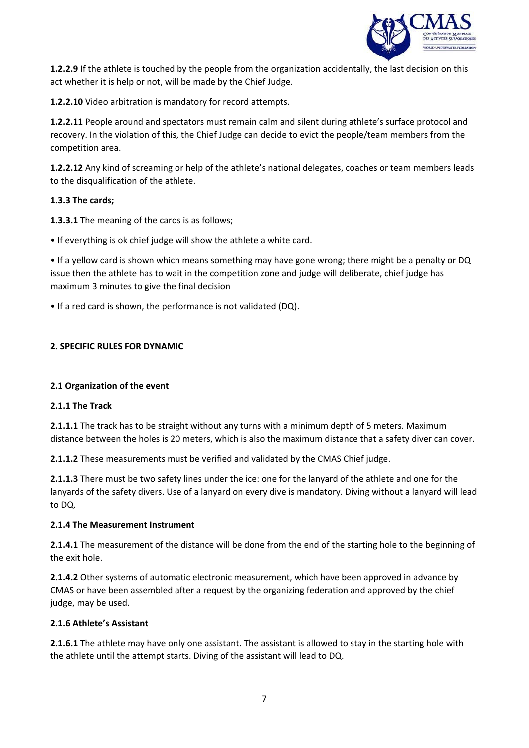**1.2.2.9** If the athlete is touched by the people from the organization accidentally, the last decision on this act whether it is help or not, will be made by the Chief Judge.

**1.2.2.10** Video arbitration is mandatory for record attempts.

**1.2.2.11** People around and spectators must remain calm and silent during athlete's surface protocol and recovery. In the violation of this, the Chief Judge can decide to evict the people/team members from the competition area.

**1.2.2.12** Any kind of screaming or help of the athlete's national delegates, coaches or team members leads to the disqualification of the athlete.

### 1.3.3 The cards;

**1.3.3.1** The meaning of the cards is as follows;

- If everything is ok chief judge will show the athlete a white card.
- If a yellow card is shown which means something may have gone wrong; there might be a penalty or DQ issue then the athlete has to wait in the competition zone and judge will deliberate, chief judge has maximum 3 minutes to give the final decision
- If a red card is shown, the performance is not validated (DQ).

## 2. SPECIFIC RULES FOR DYNAMIC

### 2.1 Organization of the event

#### 2.1.1 The Track

**2.1.1.1** The track has to be straight without any turns with a minimum depth of 5 meters. Maximum distance between the holes is 20 meters, which is also the maximum distance that a safety diver can cover.

**2.1.1.2** These measurements must be verified and validated by the CMAS Chief judge.

**2.1.1.3** There must be two safety lines under the ice: one for the lanyard of the athlete and one for the lanyards of the safety divers. Use of a lanyard on every dive is mandatory. Diving without a lanyard will lead to DQ.

#### 2.1.4 The Measurement Instrument

**2.1.4.1** The measurement of the distance will be done from the end of the starting hole to the beginning of the exit hole.

**2.1.4.2** Other systems of automatic electronic measurement, which have been approved in advance by CMAS or have been assembled after a request by the organizing federation and approved by the chief judge, may be used.

#### 2.1.6 Athlete's Assistant

**2.1.6.1** The athlete may have only one assistant. The assistant is allowed to stay in the starting hole with the athlete until the attempt starts. Diving of the assistant will lead to DQ.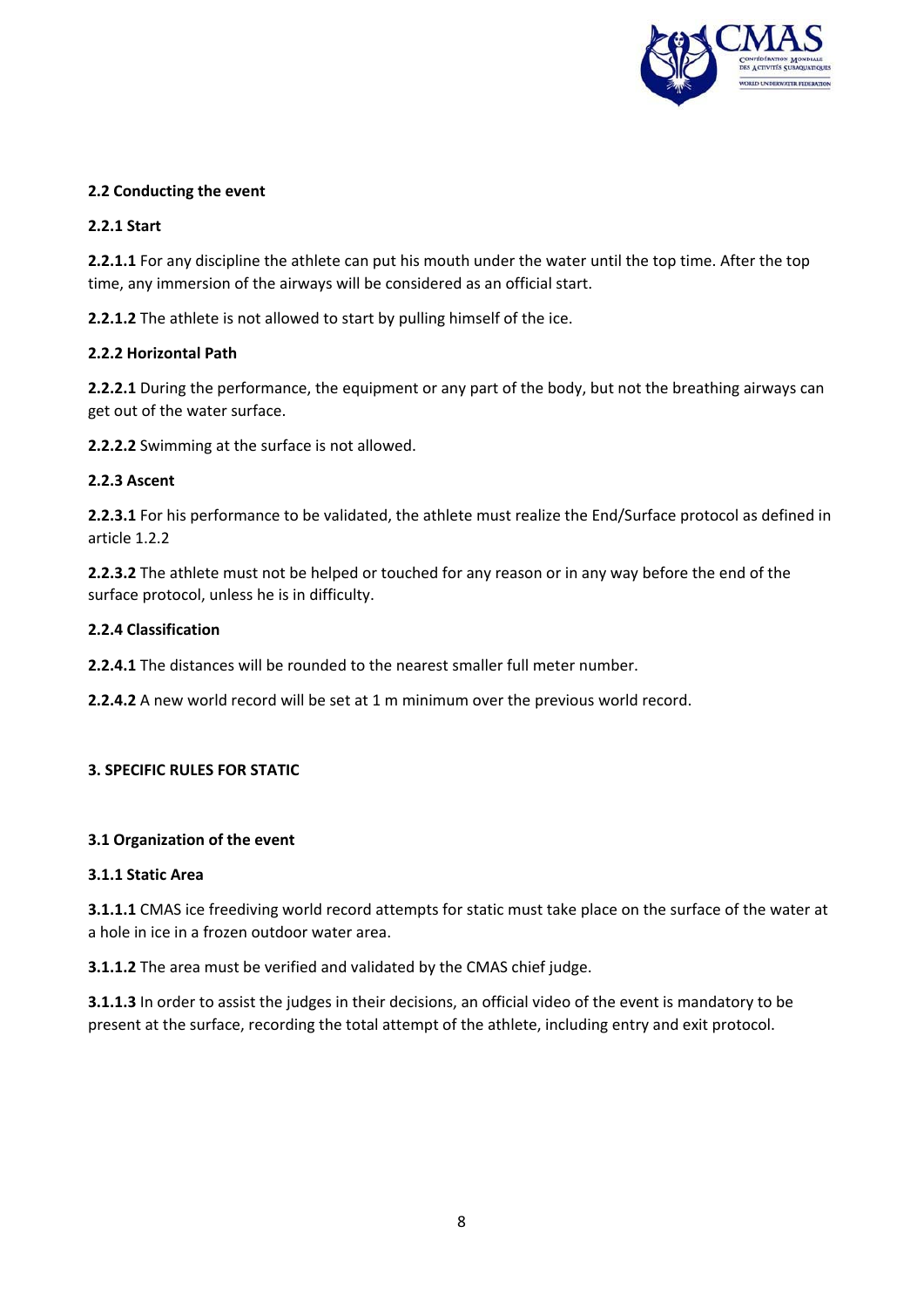**2.2 Conducting the event**

**2.2.1 Start**

**2.2.1.1** For any discipline the athlete can put his mouth under the water until the top time. After the top time, any immersion of the airways will be considered as an official start.

**2.2.1.2** The athlete is not allowed to start by pulling himself of the ice.

**2.2.2 Horizontal Path**

**2.2.2.1** During the performance, the equipment or any part of the body, but not the breathing airways can get out of the water surface.

**2.2.2.2** Swimming at the surface is not allowed.

**2.2.3 Ascent**

**2.2.3.1** For his performance to be validated, the athlete must realize the End/Surface protocol as defined in article 1.2.2

**2.2.3.2** The athlete must not be helped or touched for any reason or in any way before the end of the surface protocol, unless he is in difficulty.

**2.2.4 Classification**

**2.2.4.1** The distances will be rounded to the nearest smaller full meter number.

**2.2.4.2** A new world record will be set at 1 m minimum over the previous world record.

## 3. SPECIFIC RULES FOR STATIC

**3.1 Organization of the event**

**3.1.1 Static Area**

**3.1.1.1** CMAS ice freediving world record attempts for static must take place on the surface of the water at a hole in ice in a frozen outdoor water area.

**3.1.1.2** The area must be verified and validated by the CMAS chief judge.

**3.1.1.3** In order to assist the judges in their decisions, an official video of the event is mandatory to be present at the surface, recording the total attempt of the athlete, including entry and exit protocol.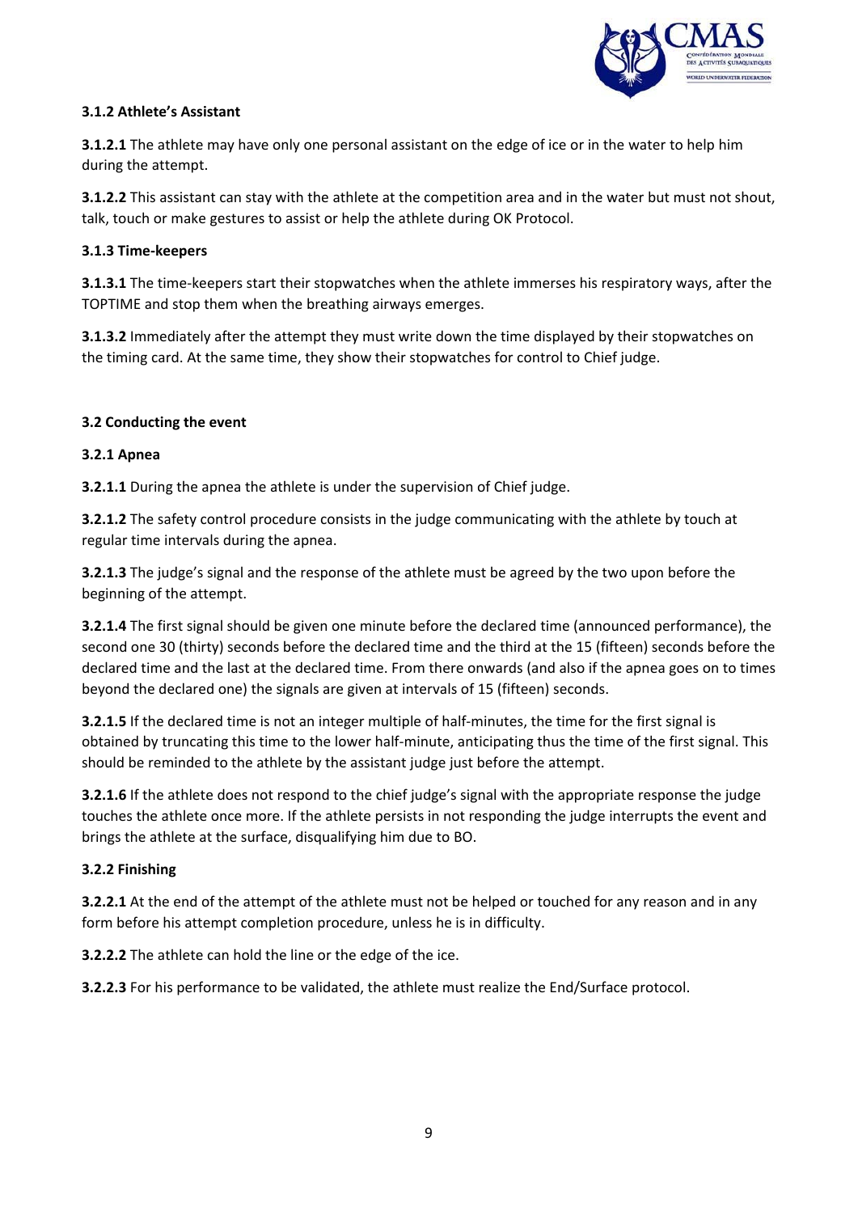### 3.1.2 Athlete's Assistant

**3.1.2.1** The athlete may have only one personal assistant on the edge of ice or in the water to help him during the attempt.

**3.1.2.2** This assistant can stay with the athlete at the competition area and in the water but must not shout, talk, touch or make gestures to assist or help the athlete during OK Protocol.

### 3.1.3 Time-keepers

**3.1.3.1** The time-keepers start their stopwatches when the athlete immerses his respiratory ways, after the TOPTIME and stop them when the breathing airways emerges.

**3.1.3.2** Immediately after the attempt they must write down the time displayed by their stopwatches on the timing card. At the same time, they show their stopwatches for control to Chief judge.

## 3.2 Conducting the event

### 3.2.1 Apnea

**3.2.1.1** During the apnea the athlete is under the supervision of Chief judge.

**3.2.1.2** The safety control procedure consists in the judge communicating with the athlete by touch at regular time intervals during the apnea.

**3.2.1.3** The judge's signal and the response of the athlete must be agreed by the two upon before the beginning of the attempt.

**3.2.1.4** The first signal should be given one minute before the declared time (announced performance), the second one 30 (thirty) seconds before the declared time and the third at the 15 (fifteen) seconds before the declared time and the last at the declared time. From there onwards (and also if the apnea goes on to times beyond the declared one) the signals are given at intervals of 15 (fifteen) seconds.

**3.2.1.5** If the declared time is not an integer multiple of half-minutes, the time for the first signal is obtained by truncating this time to the lower half-minute, anticipating thus the time of the first signal. This should be reminded to the athlete by the assistant judge just before the attempt.

**3.2.1.6** If the athlete does not respond to the chief judge's signal with the appropriate response the judge touches the athlete once more. If the athlete persists in not responding the judge interrupts the event and brings the athlete at the surface, disqualifying him due to BO.

### 3.2.2 Finishing

**3.2.2.1** At the end of the attempt of the athlete must not be helped or touched for any reason and in any form before his attempt completion procedure, unless he is in difficulty.

**3.2.2.2** The athlete can hold the line or the edge of the ice.

**3.2.2.3** For his performance to be validated, the athlete must realize the End/Surface protocol.